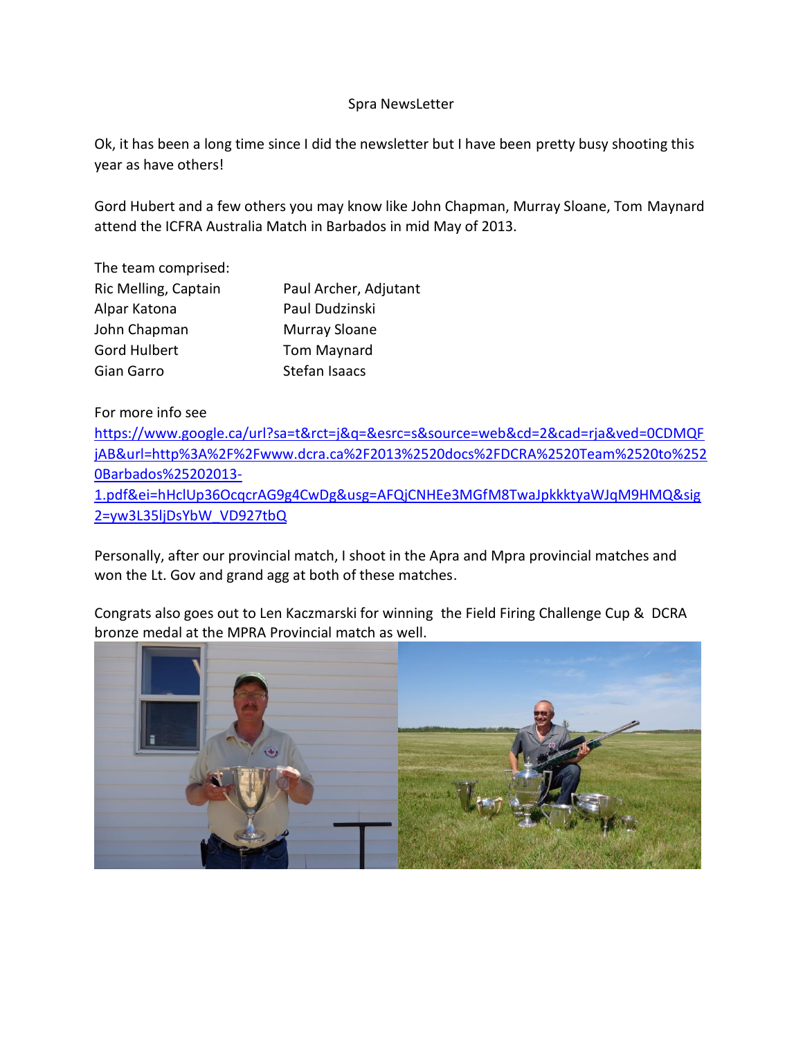Spra NewsLetter

Ok, it has been a long time since I did the newsletter but I have been pretty busy shooting this year as have others!

Gord Hubert and a few others you may know like John Chapman, Murray Sloane, Tom Maynard attend the ICFRA Australia Match in Barbados in mid May of 2013.

The team comprised:

| | |
|---|---|
| Ric Melling, Captain | Paul Archer, Adjutant |
| Alpar Katona | Paul Dudzinski |
| John Chapman | Murray Sloane |
| Gord Hulbert | Tom Maynard |
| Gian Garro | Stefan Isaacs |

For more info see
https://www.google.ca/url?sa=t&rct=j&q=&esrc=s&source=web&cd=2&cad=rja&ved=0CDMQFjAB&url=http%3A%2F%2Fwww.dcra.ca%2F2013%2520docs%2FDCRA%2520Team%2520to%2520Barbados%25202013-1.pdf&ei=hHclUp36OcqcrAG9g4CwDg&usg=AFQjCNHEe3MGfM8TwaJpkkktyaWJqM9HMQ&sig2=yw3L35ljDsYbW_VD927tbQ

Personally, after our provincial match, I shoot in the Apra and Mpra provincial matches and won the Lt. Gov and grand agg at both of these matches.

Congrats also goes out to Len Kaczmarski for winning the Field Firing Challenge Cup & DCRA bronze medal at the MPRA Provincial match as well.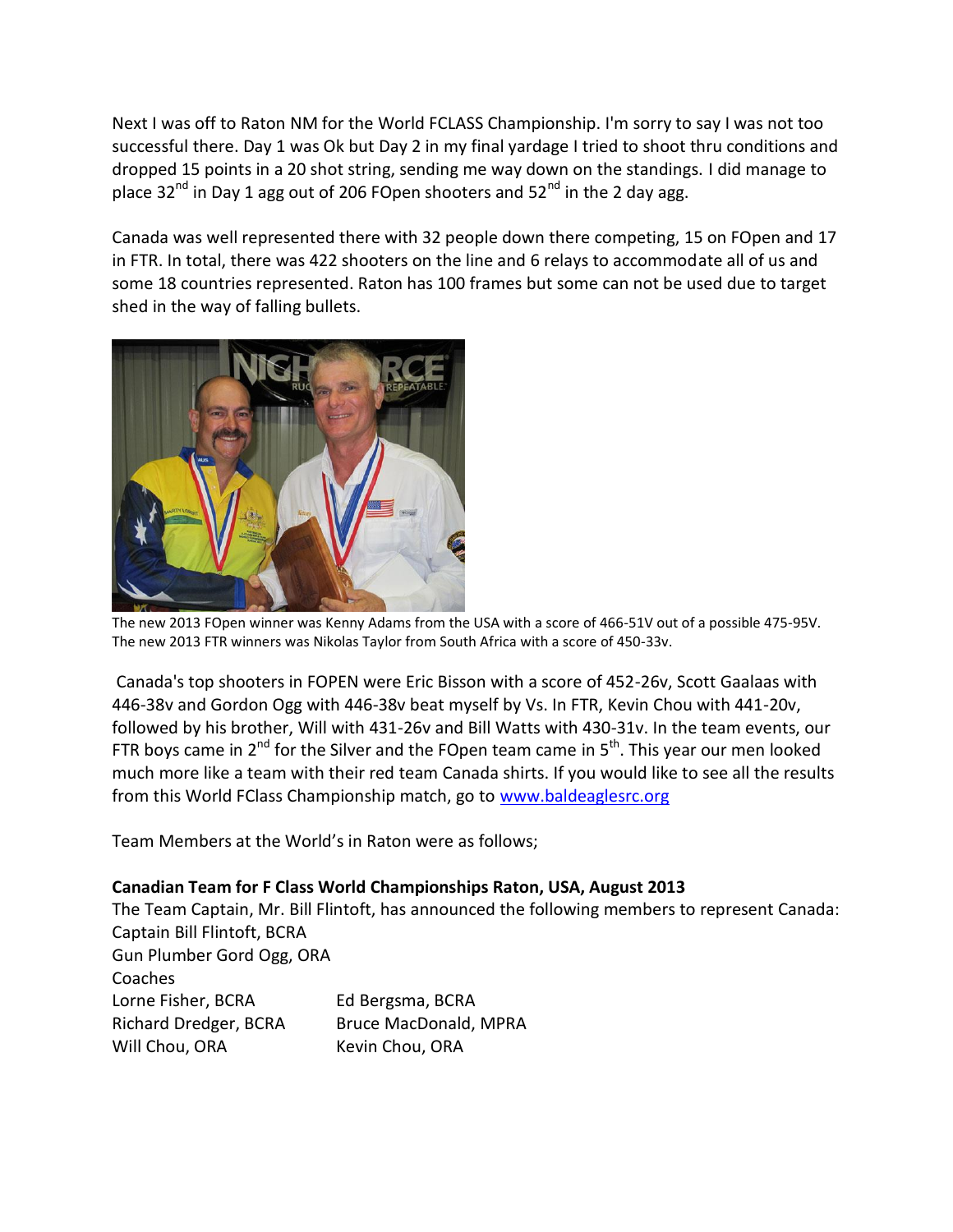Next I was off to Raton NM for the World FCLASS Championship. I'm sorry to say I was not too successful there. Day 1 was Ok but Day 2 in my final yardage I tried to shoot thru conditions and dropped 15 points in a 20 shot string, sending me way down on the standings. I did manage to place 32nd in Day 1 agg out of 206 FOpen shooters and 52nd in the 2 day agg.

Canada was well represented there with 32 people down there competing, 15 on FOpen and 17 in FTR. In total, there was 422 shooters on the line and 6 relays to accommodate all of us and some 18 countries represented. Raton has 100 frames but some can not be used due to target shed in the way of falling bullets.

The new 2013 FOpen winner was Kenny Adams from the USA with a score of 466-51V out of a possible 475-95V.
The new 2013 FTR winners was Nikolas Taylor from South Africa with a score of 450-33v.

Canada's top shooters in FOPEN were Eric Bisson with a score of 452-26v, Scott Gaalaas with 446-38v and Gordon Ogg with 446-38v beat myself by Vs. In FTR, Kevin Chou with 441-20v, followed by his brother, Will with 431-26v and Bill Watts with 430-31v. In the team events, our FTR boys came in 2nd for the Silver and the FOpen team came in 5th. This year our men looked much more like a team with their red team Canada shirts. If you would like to see all the results from this World FClass Championship match, go to [www.baldeaglesrc.org](http://www.baldeaglesrc.org)

Team Members at the World's in Raton were as follows;

**Canadian Team for F Class World Championships Raton, USA, August 2013**

The Team Captain, Mr. Bill Flintoft, has announced the following members to represent Canada:

Captain Bill Flintoft, BCRA
Gun Plumber Gord Ogg, ORA
Coaches

| | |
|---|---|
| Lorne Fisher, BCRA | Ed Bergsma, BCRA |
| Richard Dredger, BCRA | Bruce MacDonald, MPRA |
| Will Chou, ORA | Kevin Chou, ORA |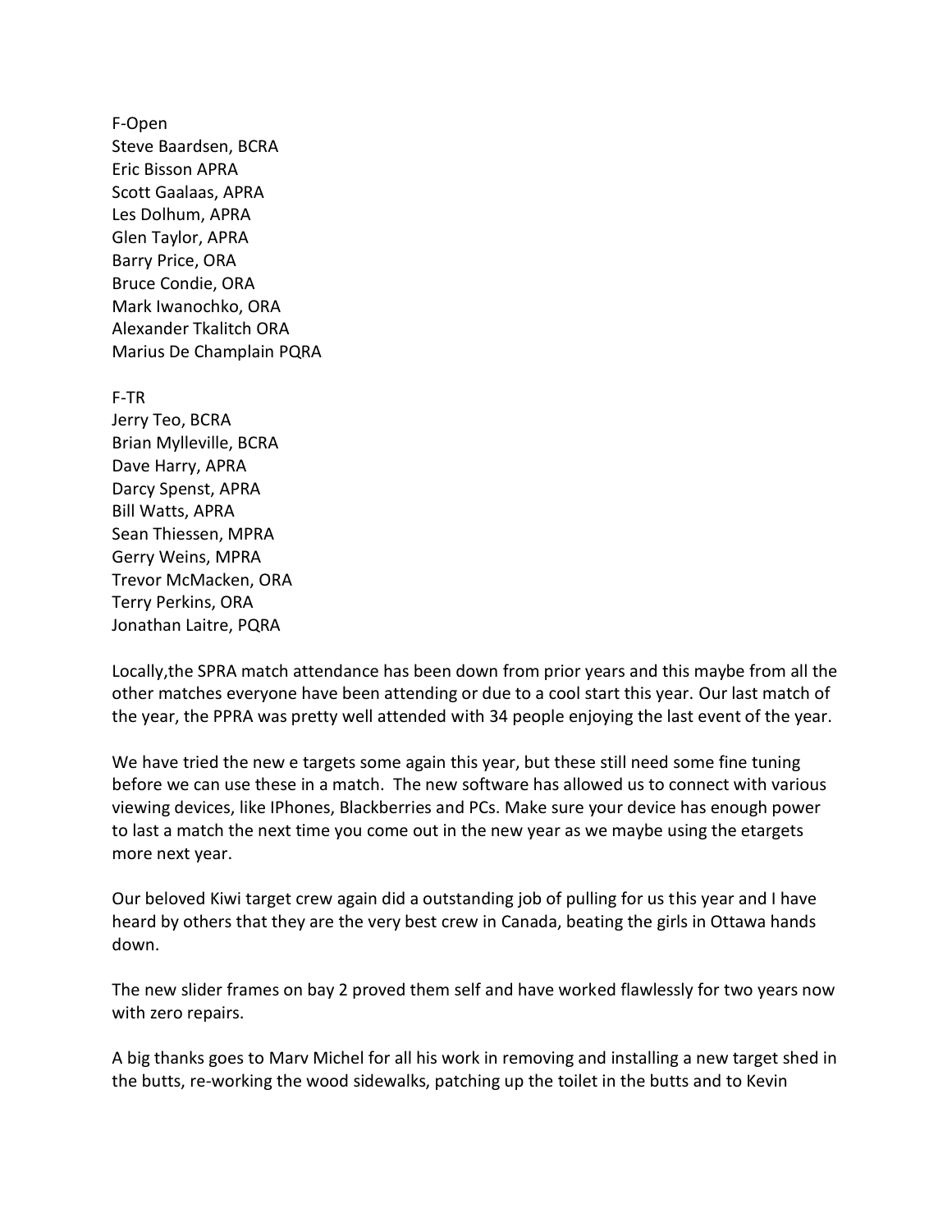F-Open
Steve Baardsen, BCRA
Eric Bisson APRA
Scott Gaalaas, APRA
Les Dolhum, APRA
Glen Taylor, APRA
Barry Price, ORA
Bruce Condie, ORA
Mark Iwanochko, ORA
Alexander Tkalitch ORA
Marius De Champlain PQRA

F-TR
Jerry Teo, BCRA
Brian Mylleville, BCRA
Dave Harry, APRA
Darcy Spenst, APRA
Bill Watts, APRA
Sean Thiessen, MPRA
Gerry Weins, MPRA
Trevor McMacken, ORA
Terry Perkins, ORA
Jonathan Laitre, PQRA

Locally,the SPRA match attendance has been down from prior years and this maybe from all the other matches everyone have been attending or due to a cool start this year. Our last match of the year, the PPRA was pretty well attended with 34 people enjoying the last event of the year.

We have tried the new e targets some again this year, but these still need some fine tuning before we can use these in a match. The new software has allowed us to connect with various viewing devices, like IPhones, Blackberries and PCs. Make sure your device has enough power to last a match the next time you come out in the new year as we maybe using the etargets more next year.

Our beloved Kiwi target crew again did a outstanding job of pulling for us this year and I have heard by others that they are the very best crew in Canada, beating the girls in Ottawa hands down.

The new slider frames on bay 2 proved them self and have worked flawlessly for two years now with zero repairs.

A big thanks goes to Marv Michel for all his work in removing and installing a new target shed in the butts, re-working the wood sidewalks, patching up the toilet in the butts and to Kevin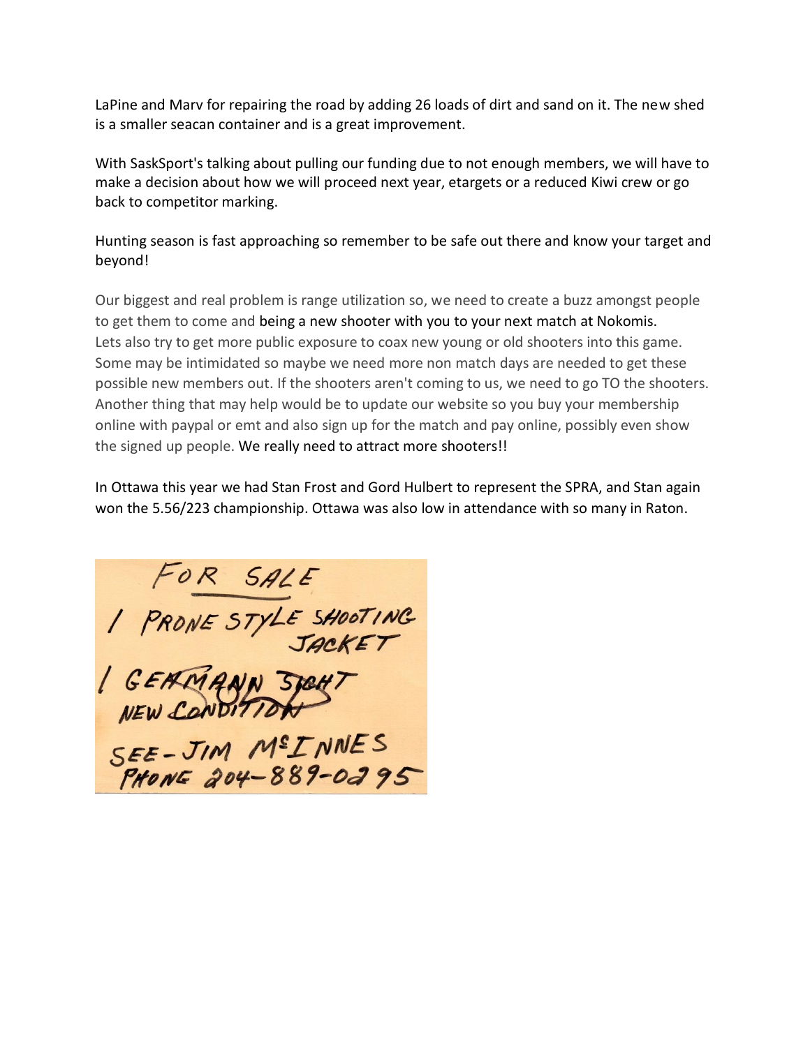LaPine and Marv for repairing the road by adding 26 loads of dirt and sand on it. The new shed is a smaller seacan container and is a great improvement.

With SaskSport's talking about pulling our funding due to not enough members, we will have to make a decision about how we will proceed next year, etargets or a reduced Kiwi crew or go back to competitor marking.

Hunting season is fast approaching so remember to be safe out there and know your target and beyond!

Our biggest and real problem is range utilization so, we need to create a buzz amongst people to get them to come and being a new shooter with you to your next match at Nokomis. Lets also try to get more public exposure to coax new young or old shooters into this game. Some may be intimidated so maybe we need more non match days are needed to get these possible new members out. If the shooters aren't coming to us, we need to go TO the shooters. Another thing that may help would be to update our website so you buy your membership online with paypal or emt and also sign up for the match and pay online, possibly even show the signed up people. We really need to attract more shooters!!

In Ottawa this year we had Stan Frost and Gord Hulbert to represent the SPRA, and Stan again won the 5.56/223 championship. Ottawa was also low in attendance with so many in Raton.

FOR SALE

1 PRONE STYLE SHOOTING JACKET

1 GEHMANN SIGHT NEW CONDITION

SOLD

SEE - JIM McINNES
PHONE 204-889-0295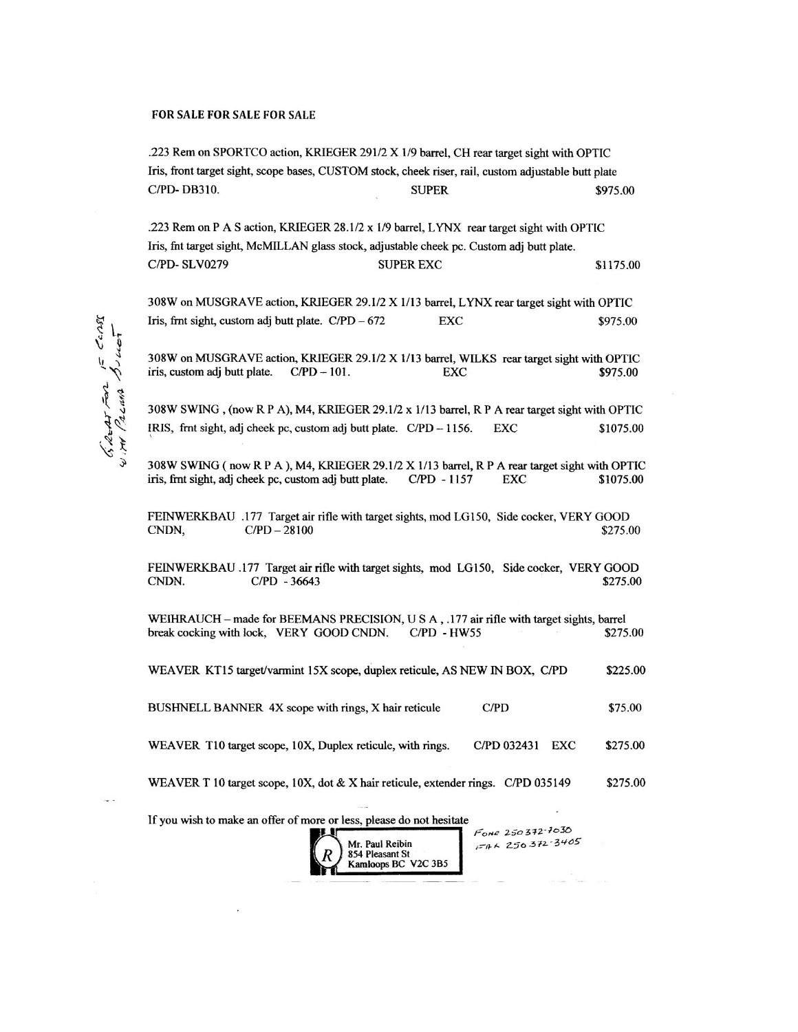**FOR SALE FOR SALE FOR SALE**

.223 Rem on SPORTCO action, KRIEGER 291/2 X 1/9 barrel, CH rear target sight with OPTIC Iris, front target sight, scope bases, CUSTOM stock, cheek riser, rail, custom adjustable butt plate C/PD- DB310. SUPER $975.00

.223 Rem on P A S action, KRIEGER 28.1/2 x 1/9 barrel, LYNX rear target sight with OPTIC Iris, fnt target sight, McMILLAN glass stock, adjustable cheek pc. Custom adj butt plate. C/PD- SLV0279 SUPER EXC $1175.00

308W on MUSGRAVE action, KRIEGER 29.1/2 X 1/13 barrel, LYNX rear target sight with OPTIC Iris, frnt sight, custom adj butt plate. C/PD – 672 EXC $975.00

308W on MUSGRAVE action, KRIEGER 29.1/2 X 1/13 barrel, WILKS rear target sight with OPTIC iris, custom adj butt plate. C/PD – 101. EXC $975.00

308W SWING , (now R P A), M4, KRIEGER 29.1/2 x 1/13 barrel, R P A rear target sight with OPTIC IRIS, frnt sight, adj cheek pc, custom adj butt plate. C/PD – 1156. EXC $1075.00

308W SWING ( now R P A ), M4, KRIEGER 29.1/2 X 1/13 barrel, R P A rear target sight with OPTIC iris, frnt sight, adj cheek pc, custom adj butt plate. C/PD - 1157 EXC $1075.00

Great for F Class with Palma Bullet

FEINWERKBAU .177 Target air rifle with target sights, mod LG150, Side cocker, VERY GOOD CNDN, C/PD – 28100 $275.00

FEINWERKBAU .177 Target air rifle with target sights, mod LG150, Side cocker, VERY GOOD CNDN. C/PD - 36643 $275.00

WEIHRAUCH – made for BEEMANS PRECISION, U S A , .177 air rifle with target sights, barrel break cocking with lock, VERY GOOD CNDN. C/PD - HW55 $275.00

WEAVER KT15 target/varmint 15X scope, duplex reticule, AS NEW IN BOX, C/PD $225.00

BUSHNELL BANNER 4X scope with rings, X hair reticule C/PD $75.00

WEAVER T10 target scope, 10X, Duplex reticule, with rings. C/PD 032431 EXC $275.00

WEAVER T 10 target scope, 10X, dot & X hair reticule, extender rings. C/PD 035149 $275.00

If you wish to make an offer of more or less, please do not hesitate

Mr. Paul Reibin
854 Pleasant St
Kamloops BC V2C 3B5

Fone 250 372-7030
Fax 250 372-3405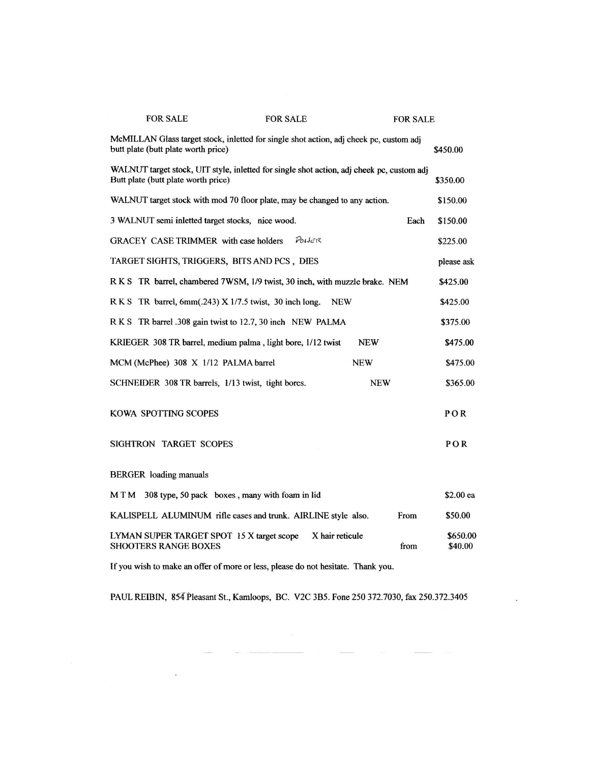FOR SALE FOR SALE FOR SALE

| | | |
|---|---|---|
| McMILLAN Glass target stock, inletted for single shot action, adj cheek pc, custom adj butt plate (butt plate worth price) | | $450.00 |
| WALNUT target stock, UIT style, inletted for single shot action, adj cheek pc, custom adj Butt plate (butt plate worth price) | | $350.00 |
| WALNUT target stock with mod 70 floor plate, may be changed to any action. | | $150.00 |
| 3 WALNUT semi inletted target stocks, nice wood. | Each | $150.00 |
| GRACEY CASE TRIMMER with case holders POWER | | $225.00 |
| TARGET SIGHTS, TRIGGERS, BITS AND PCS , DIES | | please ask |
| R K S TR barrel, chambered 7WSM, 1/9 twist, 30 inch, with muzzle brake. NEM | | $425.00 |
| R K S TR barrel, 6mm(.243) X 1/7.5 twist, 30 inch long. NEW | | $425.00 |
| R K S TR barrel .308 gain twist to 12.7, 30 inch NEW PALMA | | $375.00 |
| KRIEGER 308 TR barrel, medium palma , light bore, 1/12 twist NEW | | $475.00 |
| MCM (McPhee) 308 X 1/12 PALMA barrel NEW | | $475.00 |
| SCHNEIDER 308 TR barrels, 1/13 twist, tight bores. NEW | | $365.00 |
| KOWA SPOTTING SCOPES | | P O R |
| SIGHTRON TARGET SCOPES | | P O R |
| BERGER loading manuals | | |
| M T M 308 type, 50 pack boxes , many with foam in lid | | $2.00 ea |
| KALISPELL ALUMINUM rifle cases and trunk. AIRLINE style also. | From | $50.00 |
| LYMAN SUPER TARGET SPOT 15 X target scope X hair reticule | | $650.00 |
| SHOOTERS RANGE BOXES | from | $40.00 |

If you wish to make an offer of more or less, please do not hesitate. Thank you.

PAUL REIBIN, 854 Pleasant St., Kamloops, BC. V2C 3B5. Fone 250 372.7030, fax 250.372.3405